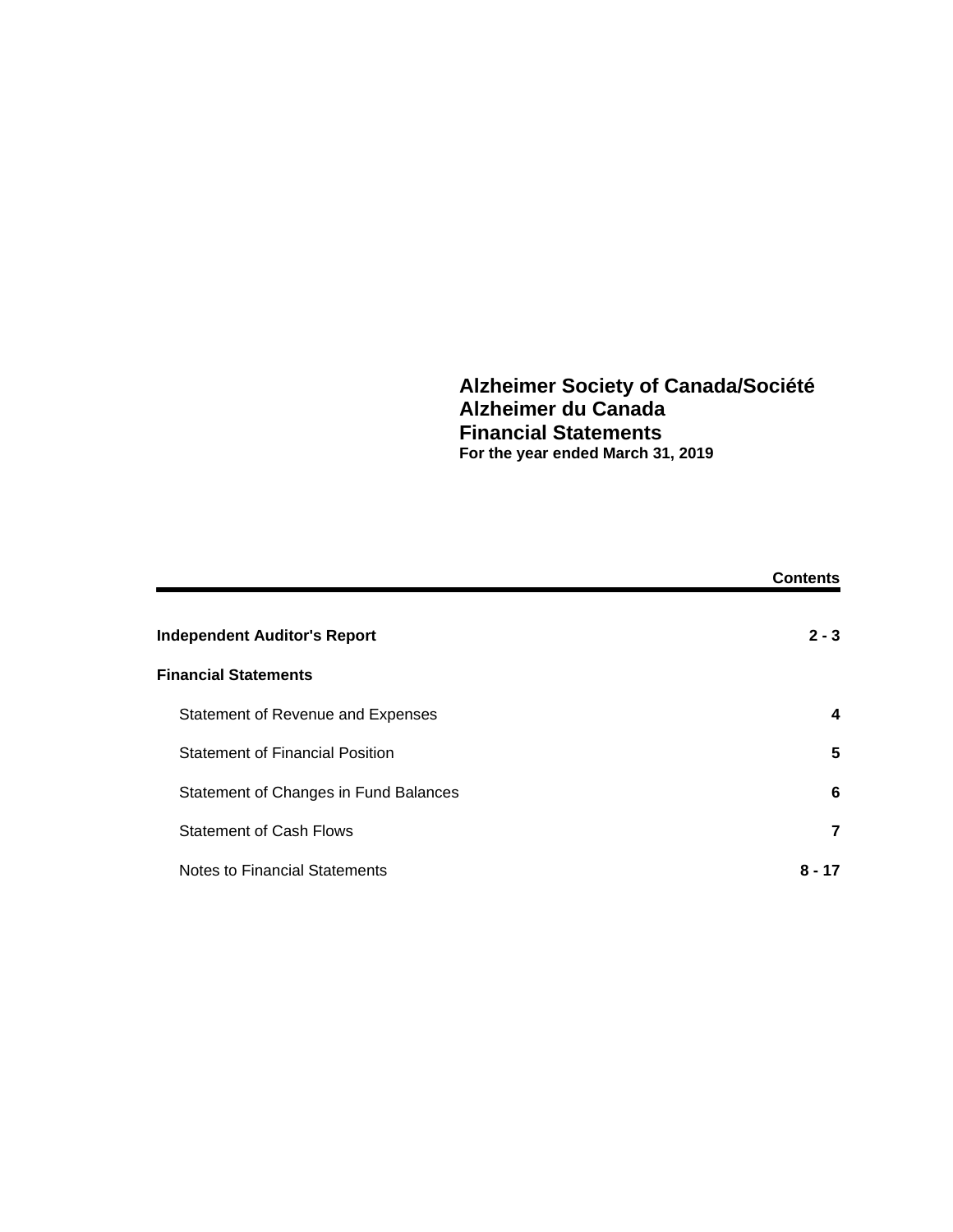# Alzheimer Society of Canada/Société Alzheimer du Canada

## Financial Statements

**For the year ended March 31, 2019**

| | Contents |
|---|---|
| **Independent Auditor's Report** | **2 - 3** |
| **Financial Statements** | |
| Statement of Revenue and Expenses | **4** |
| Statement of Financial Position | **5** |
| Statement of Changes in Fund Balances | **6** |
| Statement of Cash Flows | **7** |
| Notes to Financial Statements | **8 - 17** |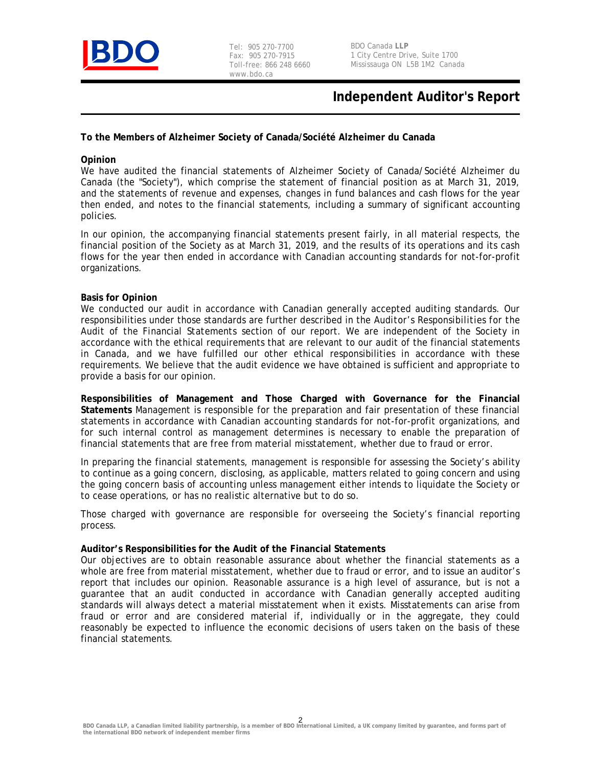BDO

Tel: 905 270-7700
Fax: 905 270-7915
Toll-free: 866 248 6660
www.bdo.ca

BDO Canada **LLP**
1 City Centre Drive, Suite 1700
Mississauga ON L5B 1M2 Canada

# Independent Auditor's Report

**To the Members of Alzheimer Society of Canada/Société Alzheimer du Canada**

**Opinion**

We have audited the financial statements of Alzheimer Society of Canada/Société Alzheimer du Canada (the "Society"), which comprise the statement of financial position as at March 31, 2019, and the statements of revenue and expenses, changes in fund balances and cash flows for the year then ended, and notes to the financial statements, including a summary of significant accounting policies.

In our opinion, the accompanying financial statements present fairly, in all material respects, the financial position of the Society as at March 31, 2019, and the results of its operations and its cash flows for the year then ended in accordance with Canadian accounting standards for not-for-profit organizations.

**Basis for Opinion**

We conducted our audit in accordance with Canadian generally accepted auditing standards. Our responsibilities under those standards are further described in the *Auditor's Responsibilities for the Audit of the Financial Statements* section of our report. We are independent of the Society in accordance with the ethical requirements that are relevant to our audit of the financial statements in Canada, and we have fulfilled our other ethical responsibilities in accordance with these requirements. We believe that the audit evidence we have obtained is sufficient and appropriate to provide a basis for our opinion.

**Responsibilities of Management and Those Charged with Governance for the Financial Statements** Management is responsible for the preparation and fair presentation of these financial statements in accordance with Canadian accounting standards for not-for-profit organizations, and for such internal control as management determines is necessary to enable the preparation of financial statements that are free from material misstatement, whether due to fraud or error.

In preparing the financial statements, management is responsible for assessing the Society's ability to continue as a going concern, disclosing, as applicable, matters related to going concern and using the going concern basis of accounting unless management either intends to liquidate the Society or to cease operations, or has no realistic alternative but to do so.

Those charged with governance are responsible for overseeing the Society's financial reporting process.

**Auditor's Responsibilities for the Audit of the Financial Statements**

Our objectives are to obtain reasonable assurance about whether the financial statements as a whole are free from material misstatement, whether due to fraud or error, and to issue an auditor's report that includes our opinion. Reasonable assurance is a high level of assurance, but is not a guarantee that an audit conducted in accordance with Canadian generally accepted auditing standards will always detect a material misstatement when it exists. Misstatements can arise from fraud or error and are considered material if, individually or in the aggregate, they could reasonably be expected to influence the economic decisions of users taken on the basis of these financial statements.

**BDO Canada LLP, a Canadian limited liability partnership, is a member of BDO International Limited, a UK company limited by guarantee, and forms part of the international BDO network of independent member firms**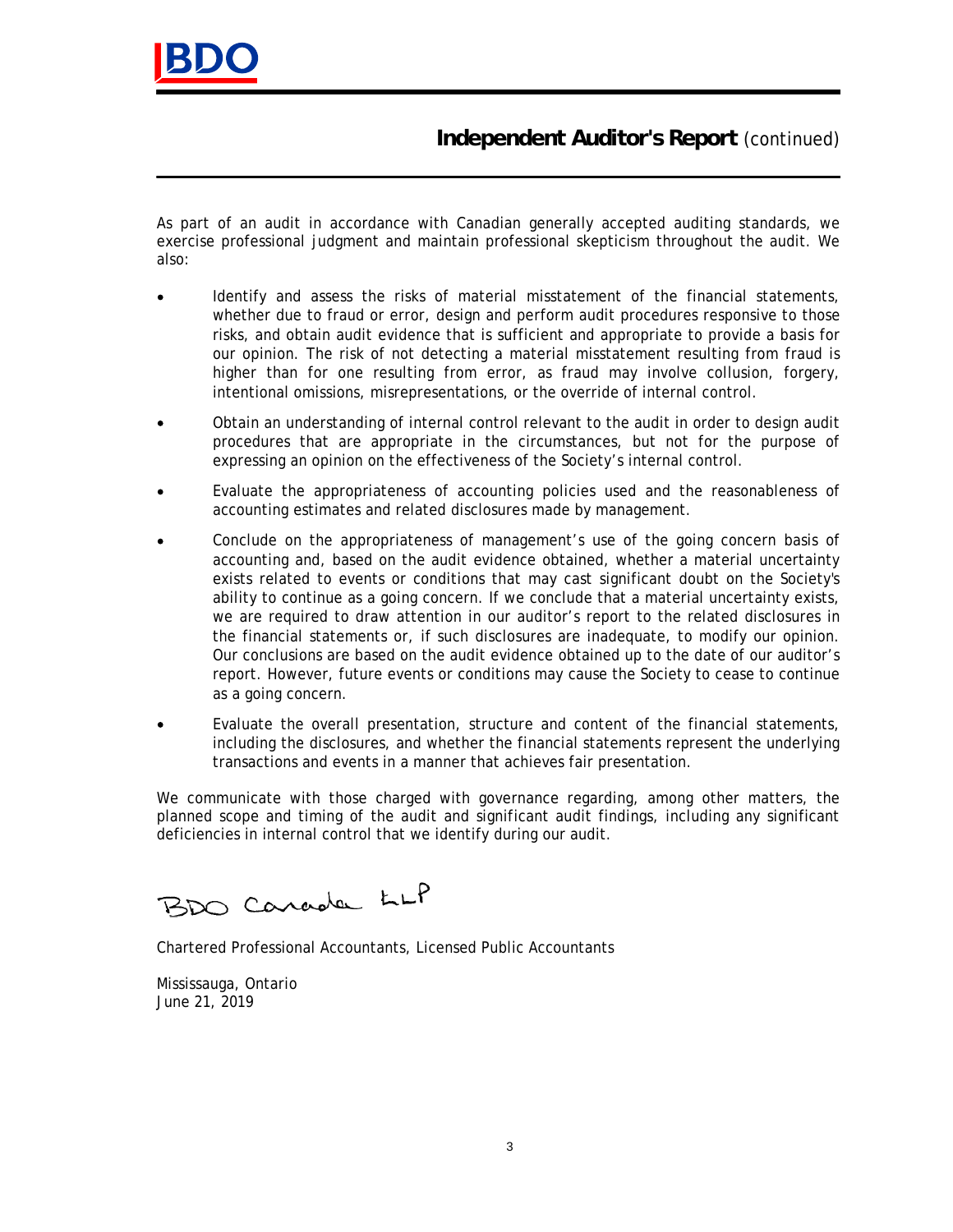## Independent Auditor's Report (continued)

As part of an audit in accordance with Canadian generally accepted auditing standards, we exercise professional judgment and maintain professional skepticism throughout the audit. We also:

- Identify and assess the risks of material misstatement of the financial statements, whether due to fraud or error, design and perform audit procedures responsive to those risks, and obtain audit evidence that is sufficient and appropriate to provide a basis for our opinion. The risk of not detecting a material misstatement resulting from fraud is higher than for one resulting from error, as fraud may involve collusion, forgery, intentional omissions, misrepresentations, or the override of internal control.
- Obtain an understanding of internal control relevant to the audit in order to design audit procedures that are appropriate in the circumstances, but not for the purpose of expressing an opinion on the effectiveness of the Society's internal control.
- Evaluate the appropriateness of accounting policies used and the reasonableness of accounting estimates and related disclosures made by management.
- Conclude on the appropriateness of management's use of the going concern basis of accounting and, based on the audit evidence obtained, whether a material uncertainty exists related to events or conditions that may cast significant doubt on the Society's ability to continue as a going concern. If we conclude that a material uncertainty exists, we are required to draw attention in our auditor's report to the related disclosures in the financial statements or, if such disclosures are inadequate, to modify our opinion. Our conclusions are based on the audit evidence obtained up to the date of our auditor's report. However, future events or conditions may cause the Society to cease to continue as a going concern.
- Evaluate the overall presentation, structure and content of the financial statements, including the disclosures, and whether the financial statements represent the underlying transactions and events in a manner that achieves fair presentation.

We communicate with those charged with governance regarding, among other matters, the planned scope and timing of the audit and significant audit findings, including any significant deficiencies in internal control that we identify during our audit.

BDO Canada LLP

Chartered Professional Accountants, Licensed Public Accountants

Mississauga, Ontario
June 21, 2019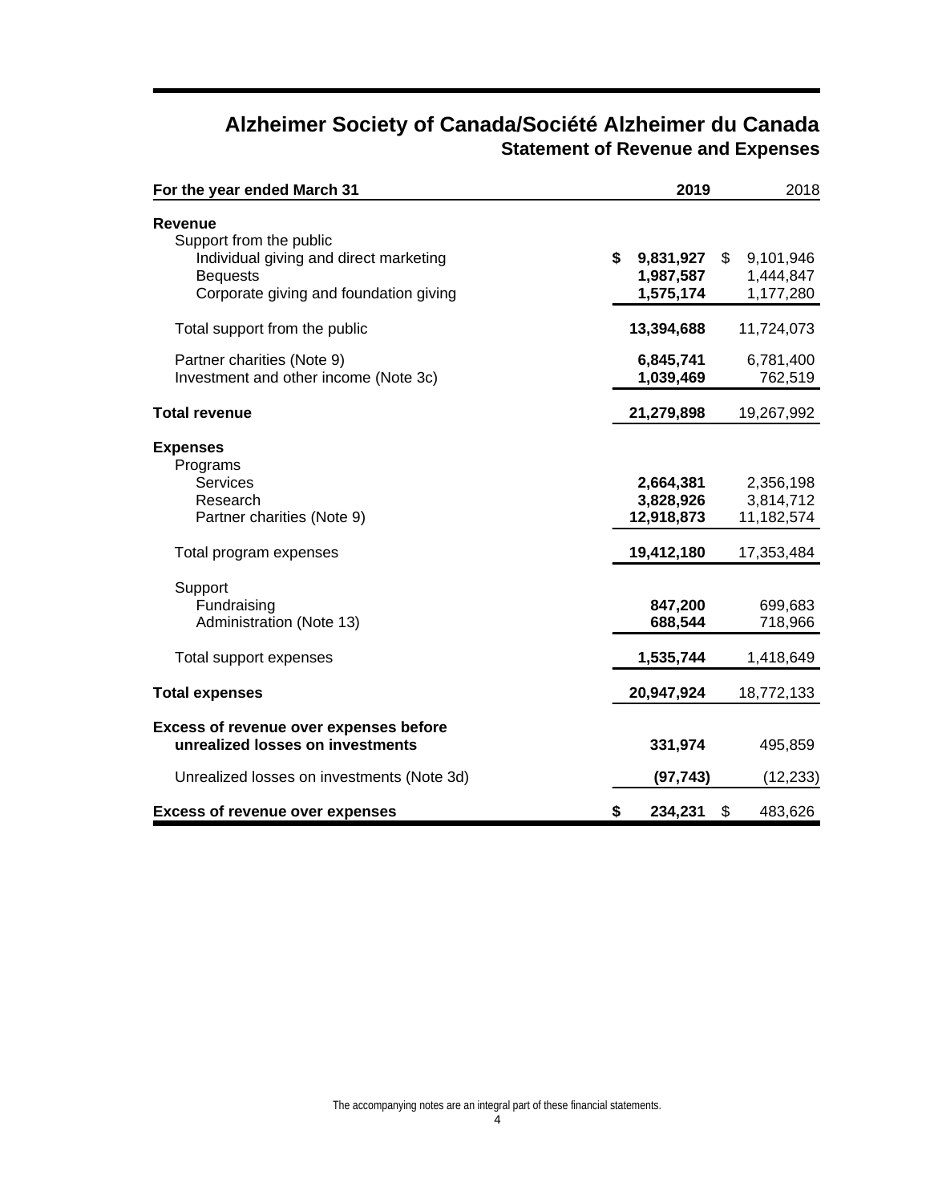# Alzheimer Society of Canada/Société Alzheimer du Canada

## Statement of Revenue and Expenses

| For the year ended March 31 | 2019 | 2018 |
|---|---|---|
| **Revenue** | | |
| Support from the public | | |
| Individual giving and direct marketing | **$ 9,831,927** | $ 9,101,946 |
| Bequests | **1,987,587** | 1,444,847 |
| Corporate giving and foundation giving | **1,575,174** | 1,177,280 |
| Total support from the public | **13,394,688** | 11,724,073 |
| Partner charities (Note 9) | **6,845,741** | 6,781,400 |
| Investment and other income (Note 3c) | **1,039,469** | 762,519 |
| **Total revenue** | **21,279,898** | 19,267,992 |
| **Expenses** | | |
| Programs | | |
| Services | **2,664,381** | 2,356,198 |
| Research | **3,828,926** | 3,814,712 |
| Partner charities (Note 9) | **12,918,873** | 11,182,574 |
| Total program expenses | **19,412,180** | 17,353,484 |
| Support | | |
| Fundraising | **847,200** | 699,683 |
| Administration (Note 13) | **688,544** | 718,966 |
| Total support expenses | **1,535,744** | 1,418,649 |
| **Total expenses** | **20,947,924** | 18,772,133 |
| **Excess of revenue over expenses before unrealized losses on investments** | **331,974** | 495,859 |
| Unrealized losses on investments (Note 3d) | **(97,743)** | (12,233) |
| **Excess of revenue over expenses** | **$ 234,231** | $ 483,626 |

The accompanying notes are an integral part of these financial statements.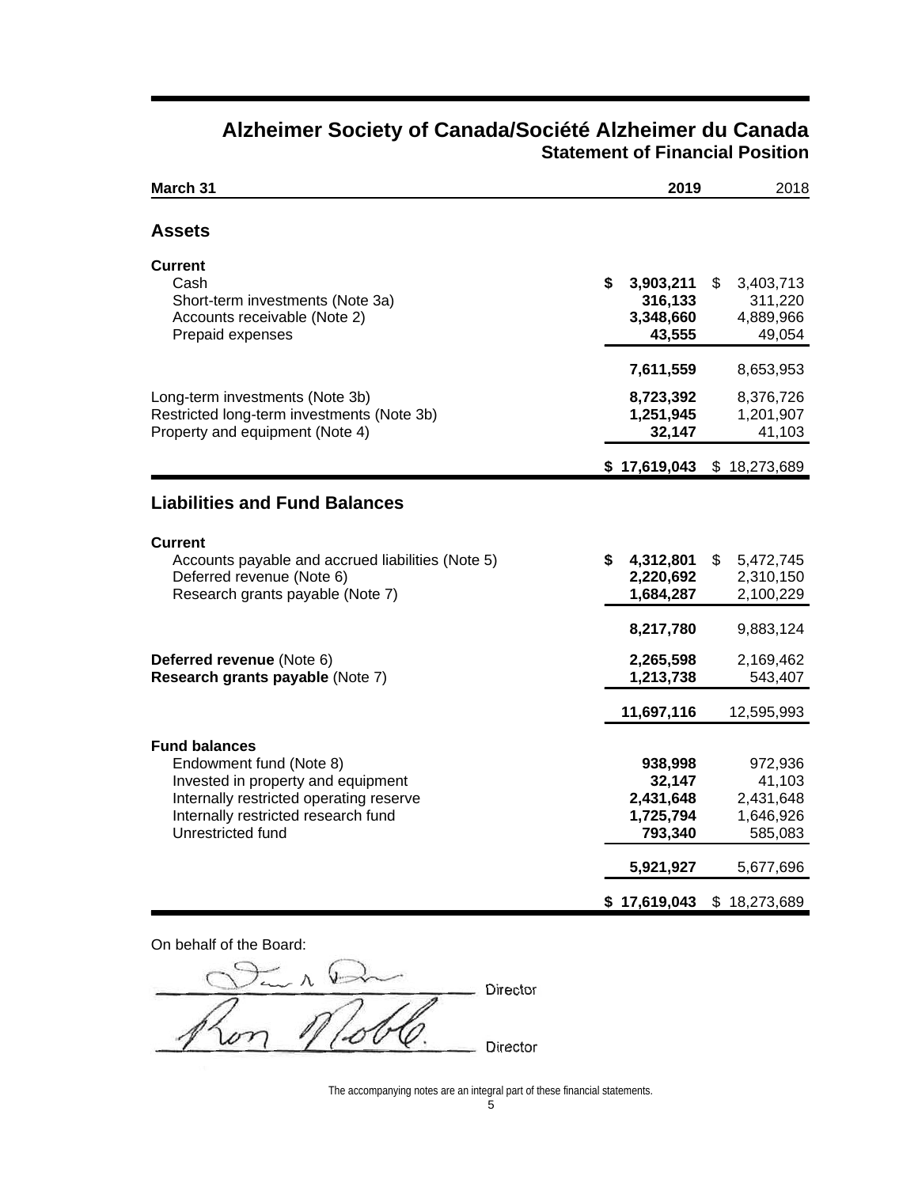# Alzheimer Society of Canada/Société Alzheimer du Canada

## Statement of Financial Position

| March 31 | 2019 | 2018 |
|---|---|---|
| **Assets** | | |
| **Current** | | |
| Cash | **$ 3,903,211** | $ 3,403,713 |
| Short-term investments (Note 3a) | **316,133** | 311,220 |
| Accounts receivable (Note 2) | **3,348,660** | 4,889,966 |
| Prepaid expenses | **43,555** | 49,054 |
| | **7,611,559** | 8,653,953 |
| Long-term investments (Note 3b) | **8,723,392** | 8,376,726 |
| Restricted long-term investments (Note 3b) | **1,251,945** | 1,201,907 |
| Property and equipment (Note 4) | **32,147** | 41,103 |
| | **$ 17,619,043** | $ 18,273,689 |
| **Liabilities and Fund Balances** | | |
| **Current** | | |
| Accounts payable and accrued liabilities (Note 5) | **$ 4,312,801** | $ 5,472,745 |
| Deferred revenue (Note 6) | **2,220,692** | 2,310,150 |
| Research grants payable (Note 7) | **1,684,287** | 2,100,229 |
| | **8,217,780** | 9,883,124 |
| **Deferred revenue** (Note 6) | **2,265,598** | 2,169,462 |
| **Research grants payable** (Note 7) | **1,213,738** | 543,407 |
| | **11,697,116** | 12,595,993 |
| **Fund balances** | | |
| Endowment fund (Note 8) | **938,998** | 972,936 |
| Invested in property and equipment | **32,147** | 41,103 |
| Internally restricted operating reserve | **2,431,648** | 2,431,648 |
| Internally restricted research fund | **1,725,794** | 1,646,926 |
| Unrestricted fund | **793,340** | 585,083 |
| | **5,921,927** | 5,677,696 |
| | **$ 17,619,043** | $ 18,273,689 |

On behalf of the Board:

_______________________ Director

_______________________ Director

The accompanying notes are an integral part of these financial statements.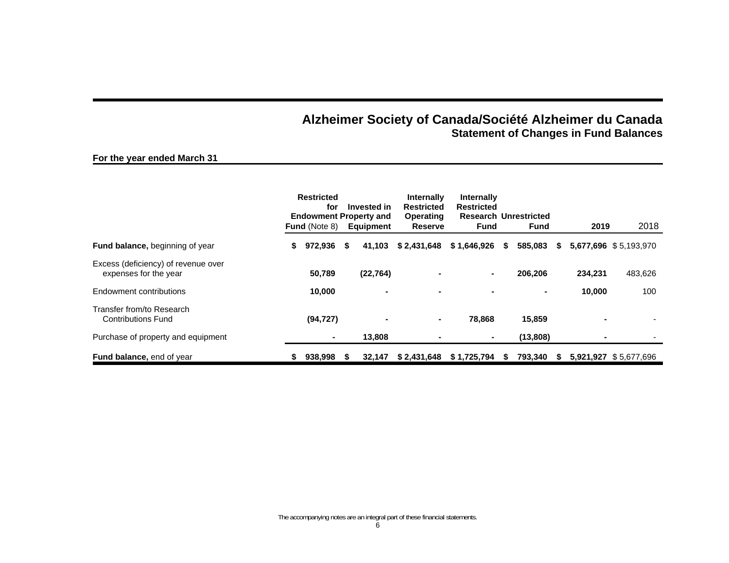# Alzheimer Society of Canada/Société Alzheimer du Canada
## Statement of Changes in Fund Balances

**For the year ended March 31**

| | Restricted for Endowment Fund (Note 8) | Invested in Property and Equipment | Internally Restricted Operating Reserve | Internally Restricted Research Fund | Unrestricted Fund | 2019 | 2018 |
|---|---|---|---|---|---|---|---|
| **Fund balance,** beginning of year | $ 972,936 | $ 41,103 | $ 2,431,648 | $ 1,646,926 | $ 585,083 | $ 5,677,696 | $ 5,193,970 |
| Excess (deficiency) of revenue over expenses for the year | 50,789 | (22,764) | - | - | 206,206 | 234,231 | 483,626 |
| Endowment contributions | 10,000 | - | - | - | - | 10,000 | 100 |
| Transfer from/to Research Contributions Fund | (94,727) | - | - | 78,868 | 15,859 | - | - |
| Purchase of property and equipment | - | 13,808 | - | - | (13,808) | - | - |
| **Fund balance,** end of year | $ 938,998 | $ 32,147 | $ 2,431,648 | $ 1,725,794 | $ 793,340 | $ 5,921,927 | $ 5,677,696 |

The accompanying notes are an integral part of these financial statements.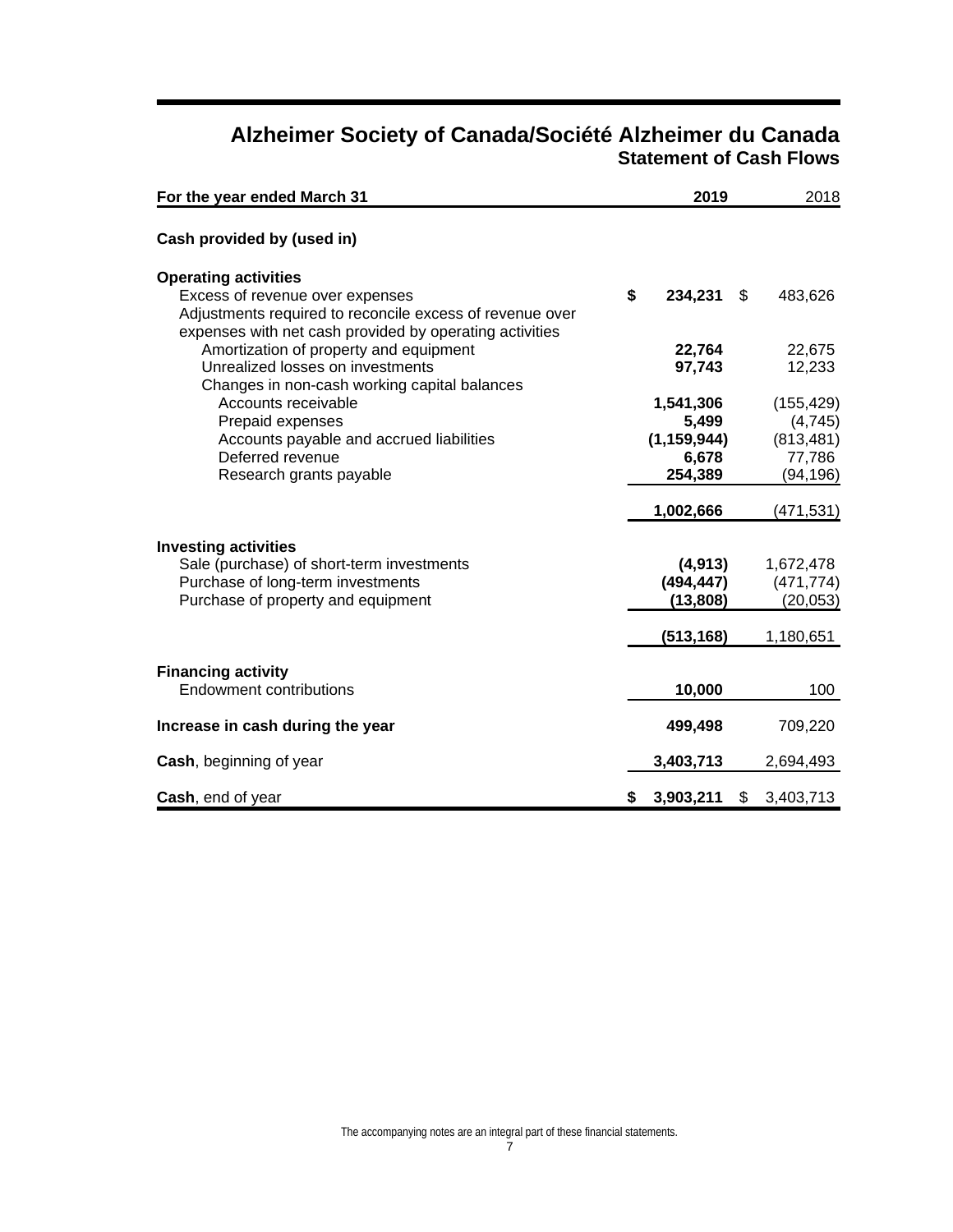# Alzheimer Society of Canada/Société Alzheimer du Canada

## Statement of Cash Flows

| For the year ended March 31 | 2019 | 2018 |
|---|---|---|
| **Cash provided by (used in)** | | |
| **Operating activities** | | |
| Excess of revenue over expenses | **$ 234,231** | $ 483,626 |
| Adjustments required to reconcile excess of revenue over expenses with net cash provided by operating activities | | |
| Amortization of property and equipment | **22,764** | 22,675 |
| Unrealized losses on investments | **97,743** | 12,233 |
| Changes in non-cash working capital balances | | |
| Accounts receivable | **1,541,306** | (155,429) |
| Prepaid expenses | **5,499** | (4,745) |
| Accounts payable and accrued liabilities | **(1,159,944)** | (813,481) |
| Deferred revenue | **6,678** | 77,786 |
| Research grants payable | **254,389** | (94,196) |
| | **1,002,666** | (471,531) |
| **Investing activities** | | |
| Sale (purchase) of short-term investments | **(4,913)** | 1,672,478 |
| Purchase of long-term investments | **(494,447)** | (471,774) |
| Purchase of property and equipment | **(13,808)** | (20,053) |
| | **(513,168)** | 1,180,651 |
| **Financing activity** | | |
| Endowment contributions | **10,000** | 100 |
| **Increase in cash during the year** | **499,498** | 709,220 |
| **Cash**, beginning of year | **3,403,713** | 2,694,493 |
| **Cash**, end of year | **$ 3,903,211** | $ 3,403,713 |

The accompanying notes are an integral part of these financial statements.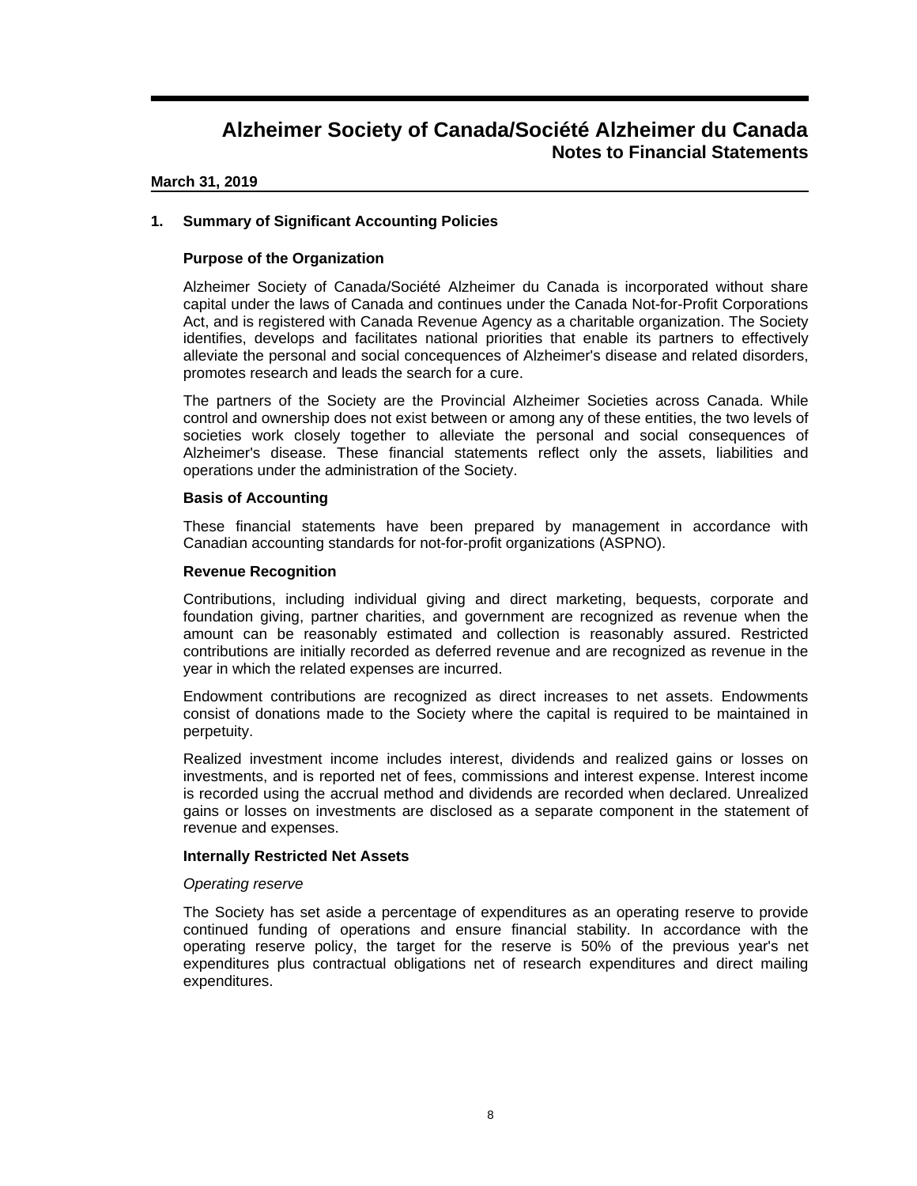# Alzheimer Society of Canada/Société Alzheimer du Canada
## Notes to Financial Statements

**March 31, 2019**

### 1. Summary of Significant Accounting Policies

**Purpose of the Organization**

Alzheimer Society of Canada/Société Alzheimer du Canada is incorporated without share capital under the laws of Canada and continues under the Canada Not-for-Profit Corporations Act, and is registered with Canada Revenue Agency as a charitable organization. The Society identifies, develops and facilitates national priorities that enable its partners to effectively alleviate the personal and social concequences of Alzheimer's disease and related disorders, promotes research and leads the search for a cure.

The partners of the Society are the Provincial Alzheimer Societies across Canada. While control and ownership does not exist between or among any of these entities, the two levels of societies work closely together to alleviate the personal and social consequences of Alzheimer's disease. These financial statements reflect only the assets, liabilities and operations under the administration of the Society.

**Basis of Accounting**

These financial statements have been prepared by management in accordance with Canadian accounting standards for not-for-profit organizations (ASPNO).

**Revenue Recognition**

Contributions, including individual giving and direct marketing, bequests, corporate and foundation giving, partner charities, and government are recognized as revenue when the amount can be reasonably estimated and collection is reasonably assured. Restricted contributions are initially recorded as deferred revenue and are recognized as revenue in the year in which the related expenses are incurred.

Endowment contributions are recognized as direct increases to net assets. Endowments consist of donations made to the Society where the capital is required to be maintained in perpetuity.

Realized investment income includes interest, dividends and realized gains or losses on investments, and is reported net of fees, commissions and interest expense. Interest income is recorded using the accrual method and dividends are recorded when declared. Unrealized gains or losses on investments are disclosed as a separate component in the statement of revenue and expenses.

**Internally Restricted Net Assets**

*Operating reserve*

The Society has set aside a percentage of expenditures as an operating reserve to provide continued funding of operations and ensure financial stability. In accordance with the operating reserve policy, the target for the reserve is 50% of the previous year's net expenditures plus contractual obligations net of research expenditures and direct mailing expenditures.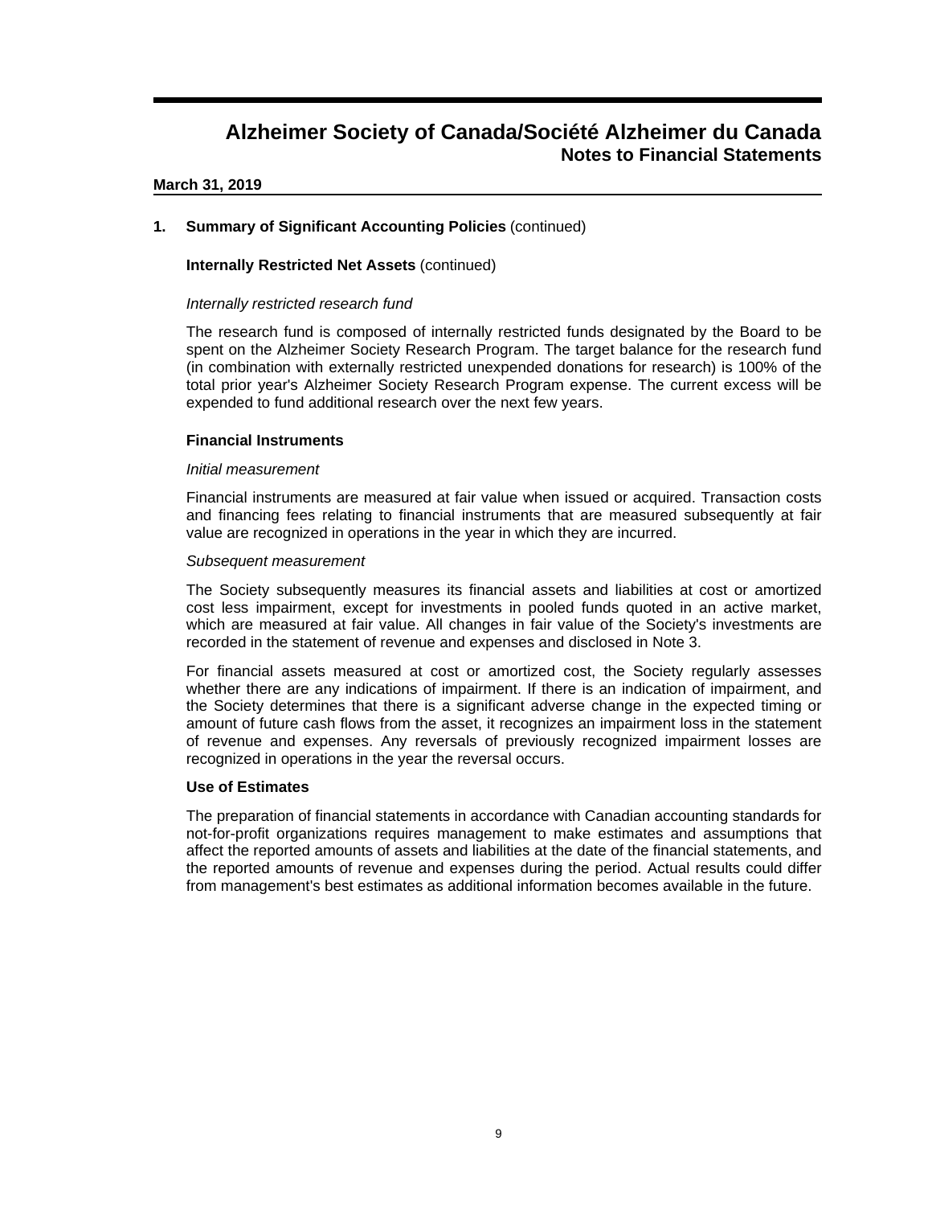## 1. Summary of Significant Accounting Policies (continued)

### Internally Restricted Net Assets (continued)

*Internally restricted research fund*

The research fund is composed of internally restricted funds designated by the Board to be spent on the Alzheimer Society Research Program. The target balance for the research fund (in combination with externally restricted unexpended donations for research) is 100% of the total prior year's Alzheimer Society Research Program expense. The current excess will be expended to fund additional research over the next few years.

### Financial Instruments

*Initial measurement*

Financial instruments are measured at fair value when issued or acquired. Transaction costs and financing fees relating to financial instruments that are measured subsequently at fair value are recognized in operations in the year in which they are incurred.

*Subsequent measurement*

The Society subsequently measures its financial assets and liabilities at cost or amortized cost less impairment, except for investments in pooled funds quoted in an active market, which are measured at fair value. All changes in fair value of the Society's investments are recorded in the statement of revenue and expenses and disclosed in Note 3.

For financial assets measured at cost or amortized cost, the Society regularly assesses whether there are any indications of impairment. If there is an indication of impairment, and the Society determines that there is a significant adverse change in the expected timing or amount of future cash flows from the asset, it recognizes an impairment loss in the statement of revenue and expenses. Any reversals of previously recognized impairment losses are recognized in operations in the year the reversal occurs.

### Use of Estimates

The preparation of financial statements in accordance with Canadian accounting standards for not-for-profit organizations requires management to make estimates and assumptions that affect the reported amounts of assets and liabilities at the date of the financial statements, and the reported amounts of revenue and expenses during the period. Actual results could differ from management's best estimates as additional information becomes available in the future.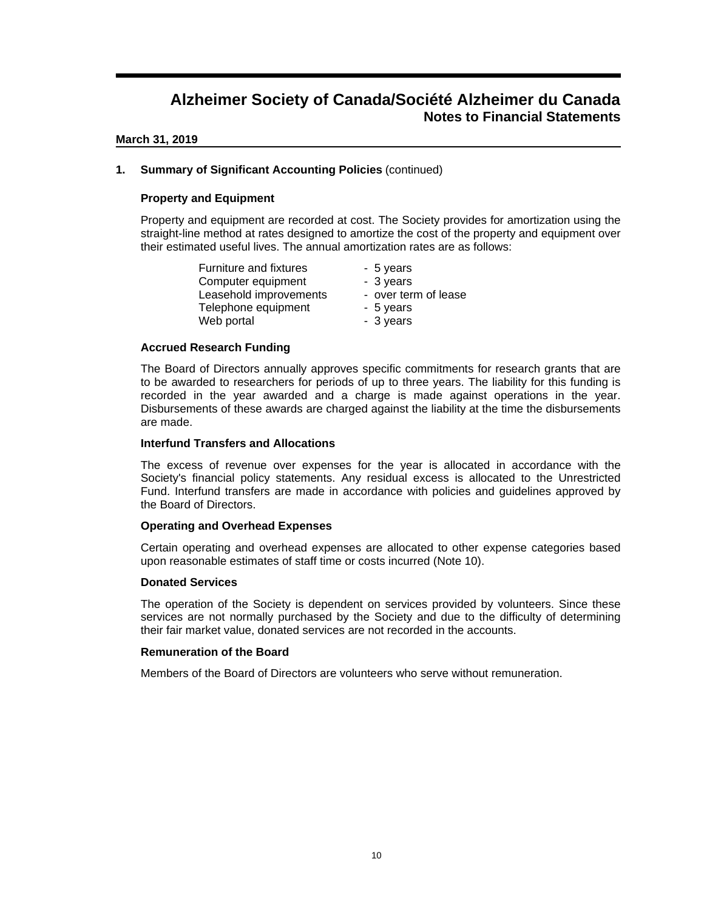# Alzheimer Society of Canada/Société Alzheimer du Canada
## Notes to Financial Statements

**March 31, 2019**

### 1. Summary of Significant Accounting Policies (continued)

**Property and Equipment**

Property and equipment are recorded at cost. The Society provides for amortization using the straight-line method at rates designed to amortize the cost of the property and equipment over their estimated useful lives. The annual amortization rates are as follows:

| | |
|---|---|
| Furniture and fixtures | - 5 years |
| Computer equipment | - 3 years |
| Leasehold improvements | - over term of lease |
| Telephone equipment | - 5 years |
| Web portal | - 3 years |

**Accrued Research Funding**

The Board of Directors annually approves specific commitments for research grants that are to be awarded to researchers for periods of up to three years. The liability for this funding is recorded in the year awarded and a charge is made against operations in the year. Disbursements of these awards are charged against the liability at the time the disbursements are made.

**Interfund Transfers and Allocations**

The excess of revenue over expenses for the year is allocated in accordance with the Society's financial policy statements. Any residual excess is allocated to the Unrestricted Fund. Interfund transfers are made in accordance with policies and guidelines approved by the Board of Directors.

**Operating and Overhead Expenses**

Certain operating and overhead expenses are allocated to other expense categories based upon reasonable estimates of staff time or costs incurred (Note 10).

**Donated Services**

The operation of the Society is dependent on services provided by volunteers. Since these services are not normally purchased by the Society and due to the difficulty of determining their fair market value, donated services are not recorded in the accounts.

**Remuneration of the Board**

Members of the Board of Directors are volunteers who serve without remuneration.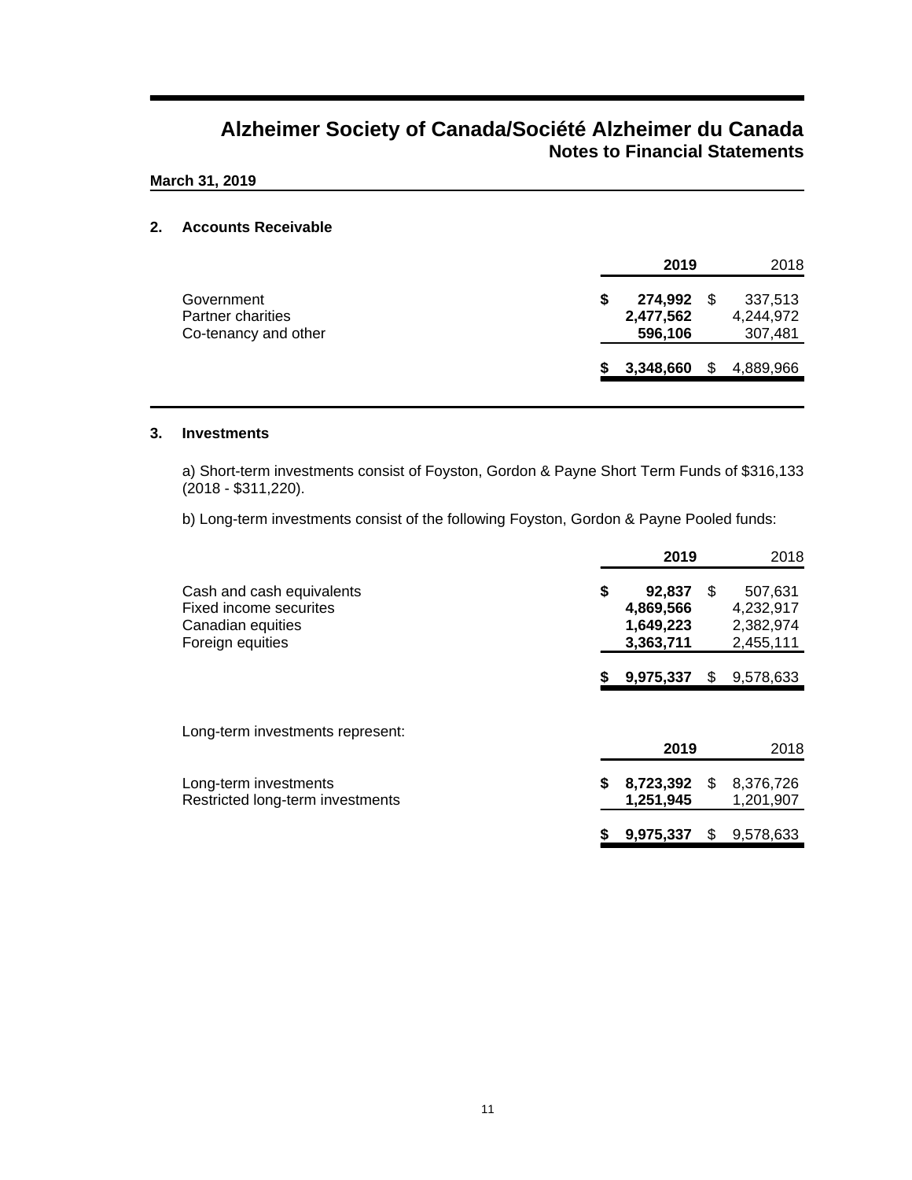# Alzheimer Society of Canada/Société Alzheimer du Canada

## Notes to Financial Statements

**March 31, 2019**

### 2. Accounts Receivable

| | 2019 | 2018 |
|---|---|---|
| Government | $ 274,992 | $ 337,513 |
| Partner charities | 2,477,562 | 4,244,972 |
| Co-tenancy and other | 596,106 | 307,481 |
| | $ 3,348,660 | $ 4,889,966 |

### 3. Investments

a) Short-term investments consist of Foyston, Gordon & Payne Short Term Funds of $316,133 (2018 - $311,220).

b) Long-term investments consist of the following Foyston, Gordon & Payne Pooled funds:

| | 2019 | 2018 |
|---|---|---|
| Cash and cash equivalents | $ 92,837 | $ 507,631 |
| Fixed income securites | 4,869,566 | 4,232,917 |
| Canadian equities | 1,649,223 | 2,382,974 |
| Foreign equities | 3,363,711 | 2,455,111 |
| | $ 9,975,337 | $ 9,578,633 |

Long-term investments represent:

| | 2019 | 2018 |
|---|---|---|
| Long-term investments | $ 8,723,392 | $ 8,376,726 |
| Restricted long-term investments | 1,251,945 | 1,201,907 |
| | $ 9,975,337 | $ 9,578,633 |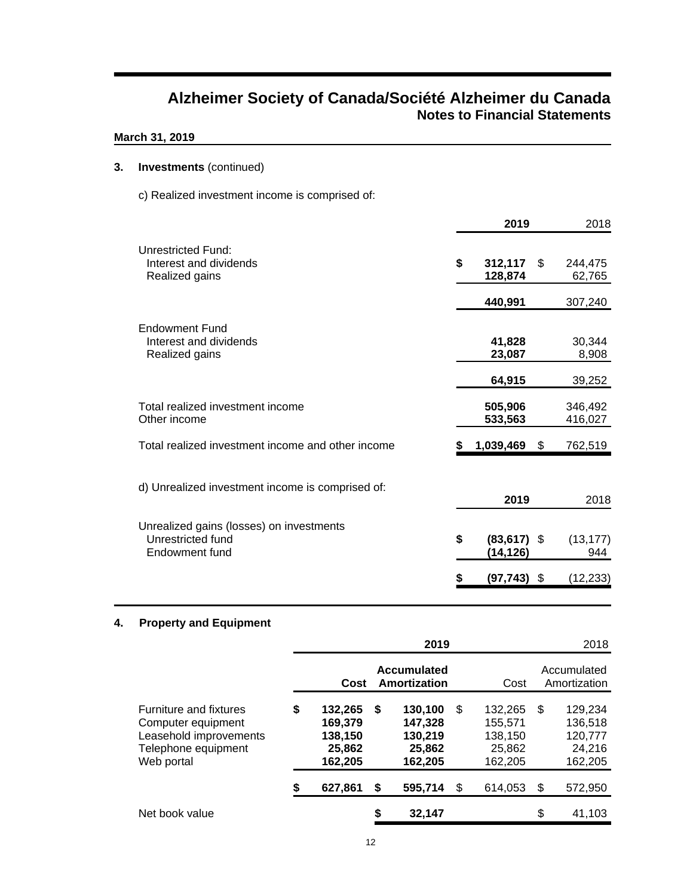# Alzheimer Society of Canada/Société Alzheimer du Canada
## Notes to Financial Statements

**March 31, 2019**

### 3. Investments (continued)

c) Realized investment income is comprised of:

| | 2019 | 2018 |
|---|---|---|
| Unrestricted Fund: | | |
| Interest and dividends | $ 312,117 | $ 244,475 |
| Realized gains | 128,874 | 62,765 |
| | 440,991 | 307,240 |
| Endowment Fund | | |
| Interest and dividends | 41,828 | 30,344 |
| Realized gains | 23,087 | 8,908 |
| | 64,915 | 39,252 |
| Total realized investment income | 505,906 | 346,492 |
| Other income | 533,563 | 416,027 |
| Total realized investment income and other income | $ 1,039,469 | $ 762,519 |

d) Unrealized investment income is comprised of:

| | 2019 | 2018 |
|---|---|---|
| Unrealized gains (losses) on investments | | |
| Unrestricted fund | $ (83,617) | $ (13,177) |
| Endowment fund | (14,126) | 944 |
| | $ (97,743) | $ (12,233) |

### 4. Property and Equipment

| | 2019 | | 2018 | |
|---|---|---|---|---|
| | Cost | Accumulated Amortization | Cost | Accumulated Amortization |
| Furniture and fixtures | $ 132,265 | $ 130,100 | $ 132,265 | $ 129,234 |
| Computer equipment | 169,379 | 147,328 | 155,571 | 136,518 |
| Leasehold improvements | 138,150 | 130,219 | 138,150 | 120,777 |
| Telephone equipment | 25,862 | 25,862 | 25,862 | 24,216 |
| Web portal | 162,205 | 162,205 | 162,205 | 162,205 |
| | $ 627,861 | $ 595,714 | $ 614,053 | $ 572,950 |
| Net book value | | $ 32,147 | | $ 41,103 |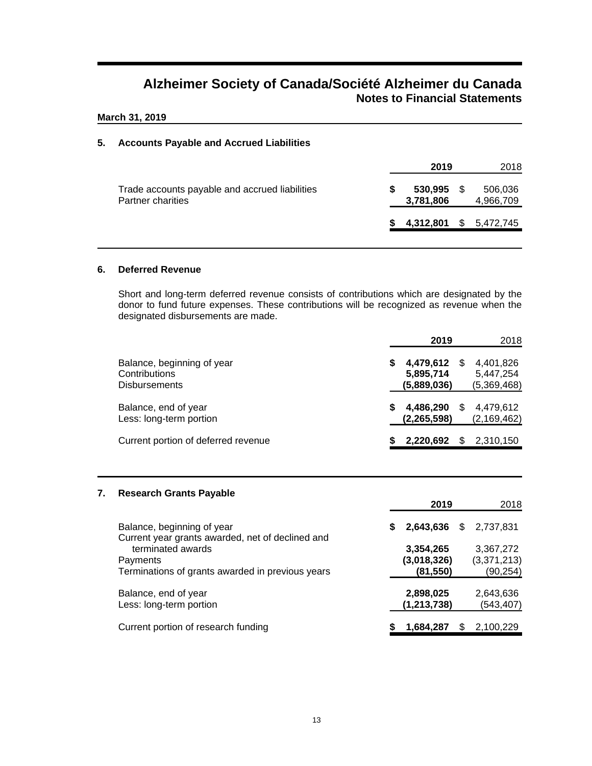# Alzheimer Society of Canada/Société Alzheimer du Canada
## Notes to Financial Statements

**March 31, 2019**

### 5. Accounts Payable and Accrued Liabilities

| | 2019 | 2018 |
|---|---|---|
| Trade accounts payable and accrued liabilities | **$ 530,995** | $ 506,036 |
| Partner charities | **3,781,806** | 4,966,709 |
| | **$ 4,312,801** | $ 5,472,745 |

### 6. Deferred Revenue

Short and long-term deferred revenue consists of contributions which are designated by the donor to fund future expenses. These contributions will be recognized as revenue when the designated disbursements are made.

| | 2019 | 2018 |
|---|---|---|
| Balance, beginning of year | **$ 4,479,612** | $ 4,401,826 |
| Contributions | **5,895,714** | 5,447,254 |
| Disbursements | **(5,889,036)** | (5,369,468) |
| Balance, end of year | **$ 4,486,290** | $ 4,479,612 |
| Less: long-term portion | **(2,265,598)** | (2,169,462) |
| Current portion of deferred revenue | **$ 2,220,692** | $ 2,310,150 |

### 7. Research Grants Payable

| | 2019 | 2018 |
|---|---|---|
| Balance, beginning of year | **$ 2,643,636** | $ 2,737,831 |
| Current year grants awarded, net of declined and terminated awards | **3,354,265** | 3,367,272 |
| Payments | **(3,018,326)** | (3,371,213) |
| Terminations of grants awarded in previous years | **(81,550)** | (90,254) |
| Balance, end of year | **2,898,025** | 2,643,636 |
| Less: long-term portion | **(1,213,738)** | (543,407) |
| Current portion of research funding | **$ 1,684,287** | $ 2,100,229 |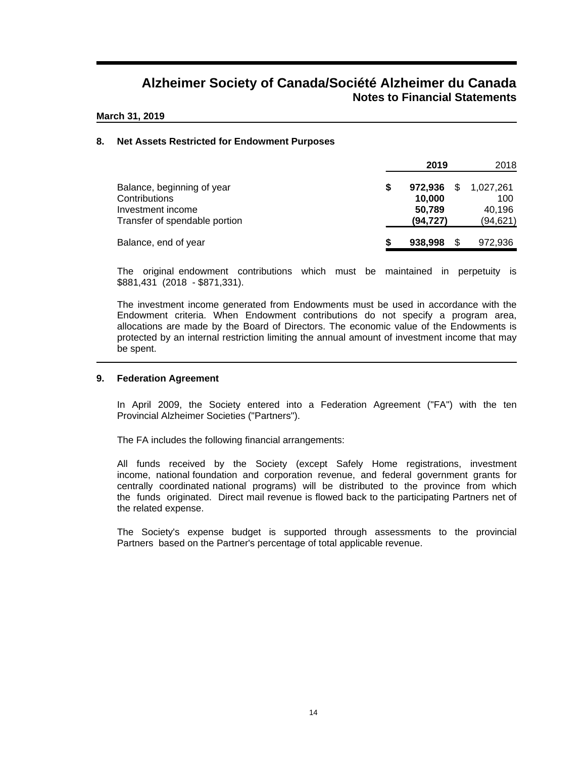# Alzheimer Society of Canada/Société Alzheimer du Canada
## Notes to Financial Statements

**March 31, 2019**

### 8. Net Assets Restricted for Endowment Purposes

| | **2019** | 2018 |
|---|---|---|
| Balance, beginning of year | **$ 972,936** | $ 1,027,261 |
| Contributions | **10,000** | 100 |
| Investment income | **50,789** | 40,196 |
| Transfer of spendable portion | **(94,727)** | (94,621) |
| Balance, end of year | **$ 938,998** | $ 972,936 |

The original endowment contributions which must be maintained in perpetuity is $881,431 (2018 - $871,331).

The investment income generated from Endowments must be used in accordance with the Endowment criteria. When Endowment contributions do not specify a program area, allocations are made by the Board of Directors. The economic value of the Endowments is protected by an internal restriction limiting the annual amount of investment income that may be spent.

### 9. Federation Agreement

In April 2009, the Society entered into a Federation Agreement ("FA") with the ten Provincial Alzheimer Societies ("Partners").

The FA includes the following financial arrangements:

All funds received by the Society (except Safely Home registrations, investment income, national foundation and corporation revenue, and federal government grants for centrally coordinated national programs) will be distributed to the province from which the funds originated. Direct mail revenue is flowed back to the participating Partners net of the related expense.

The Society's expense budget is supported through assessments to the provincial Partners based on the Partner's percentage of total applicable revenue.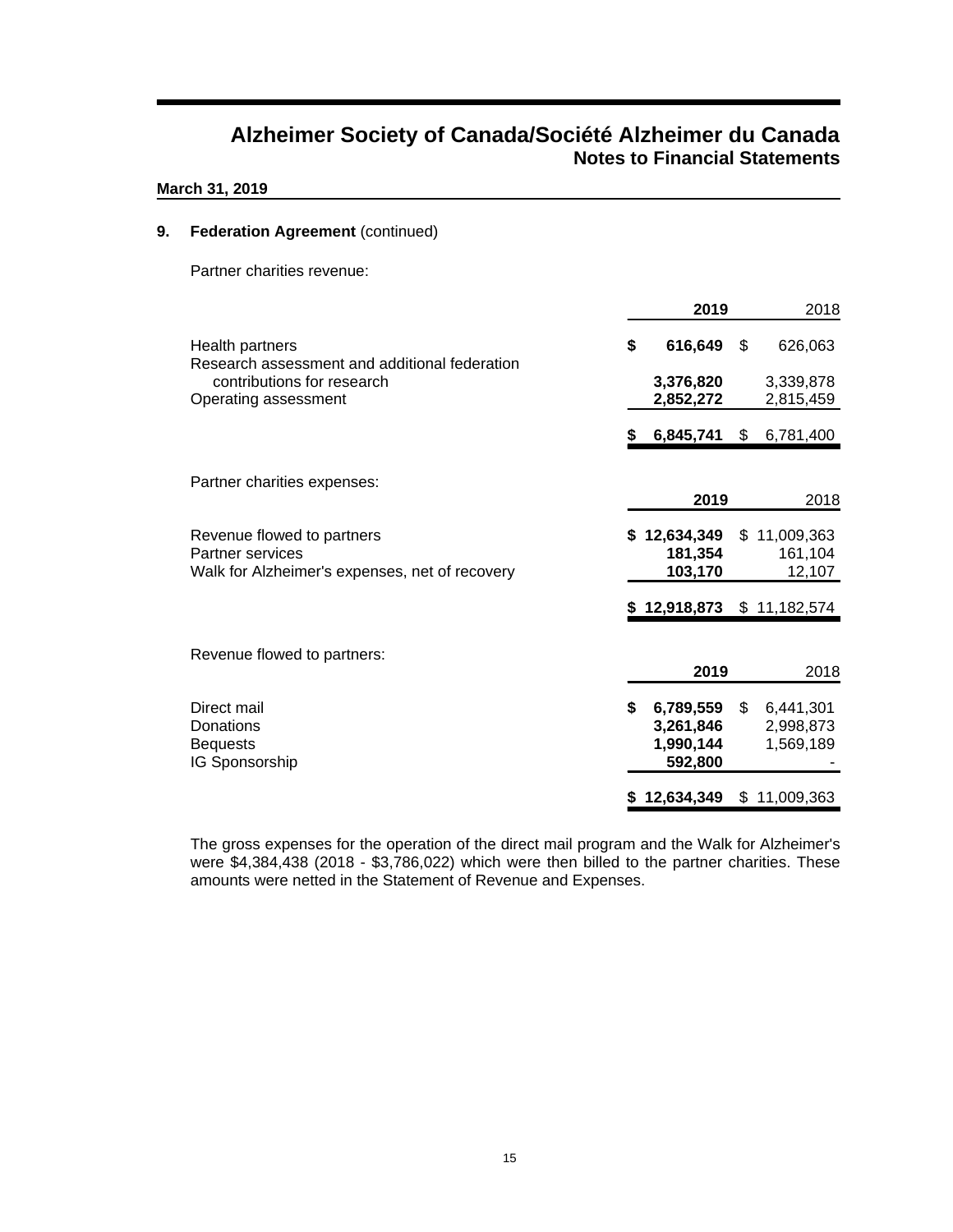# Alzheimer Society of Canada/Société Alzheimer du Canada
## Notes to Financial Statements

**March 31, 2019**

### 9. Federation Agreement (continued)

Partner charities revenue:

| | **2019** | 2018 |
|---|---|---|
| Health partners | **$ 616,649** | $ 626,063 |
| Research assessment and additional federation contributions for research | **3,376,820** | 3,339,878 |
| Operating assessment | **2,852,272** | 2,815,459 |
| | **$ 6,845,741** | $ 6,781,400 |

Partner charities expenses:

| | **2019** | 2018 |
|---|---|---|
| Revenue flowed to partners | **$ 12,634,349** | $ 11,009,363 |
| Partner services | **181,354** | 161,104 |
| Walk for Alzheimer's expenses, net of recovery | **103,170** | 12,107 |
| | **$ 12,918,873** | $ 11,182,574 |

Revenue flowed to partners:

| | **2019** | 2018 |
|---|---|---|
| Direct mail | **$ 6,789,559** | $ 6,441,301 |
| Donations | **3,261,846** | 2,998,873 |
| Bequests | **1,990,144** | 1,569,189 |
| IG Sponsorship | **592,800** | - |
| | **$ 12,634,349** | $ 11,009,363 |

The gross expenses for the operation of the direct mail program and the Walk for Alzheimer's were $4,384,438 (2018 - $3,786,022) which were then billed to the partner charities. These amounts were netted in the Statement of Revenue and Expenses.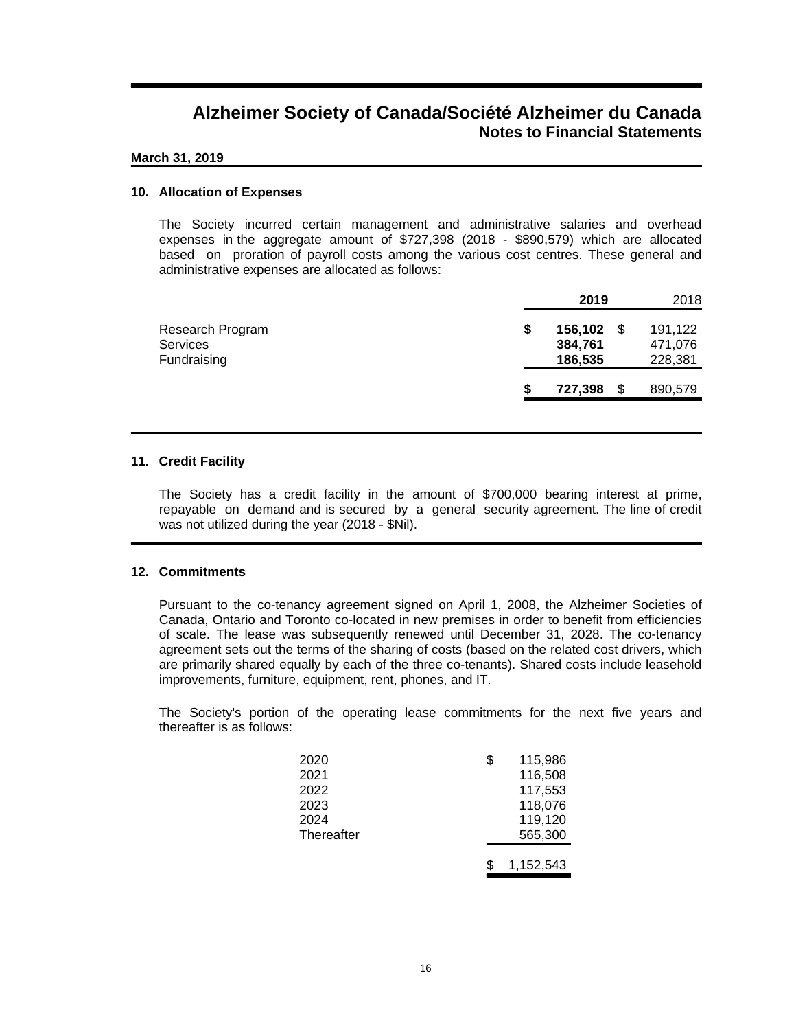# Alzheimer Society of Canada/Société Alzheimer du Canada
## Notes to Financial Statements

**March 31, 2019**

### 10. Allocation of Expenses

The Society incurred certain management and administrative salaries and overhead expenses in the aggregate amount of $727,398 (2018 - $890,579) which are allocated based on proration of payroll costs among the various cost centres. These general and administrative expenses are allocated as follows:

| | **2019** | 2018 |
|---|---|---|
| Research Program | **$ 156,102** | $ 191,122 |
| Services | **384,761** | 471,076 |
| Fundraising | **186,535** | 228,381 |
| | **$ 727,398** | $ 890,579 |

### 11. Credit Facility

The Society has a credit facility in the amount of $700,000 bearing interest at prime, repayable on demand and is secured by a general security agreement. The line of credit was not utilized during the year (2018 - $Nil).

### 12. Commitments

Pursuant to the co-tenancy agreement signed on April 1, 2008, the Alzheimer Societies of Canada, Ontario and Toronto co-located in new premises in order to benefit from efficiencies of scale. The lease was subsequently renewed until December 31, 2028. The co-tenancy agreement sets out the terms of the sharing of costs (based on the related cost drivers, which are primarily shared equally by each of the three co-tenants). Shared costs include leasehold improvements, furniture, equipment, rent, phones, and IT.

The Society's portion of the operating lease commitments for the next five years and thereafter is as follows:

| | |
|---|---|
| 2020 | $ 115,986 |
| 2021 | 116,508 |
| 2022 | 117,553 |
| 2023 | 118,076 |
| 2024 | 119,120 |
| Thereafter | 565,300 |
| | $ 1,152,543 |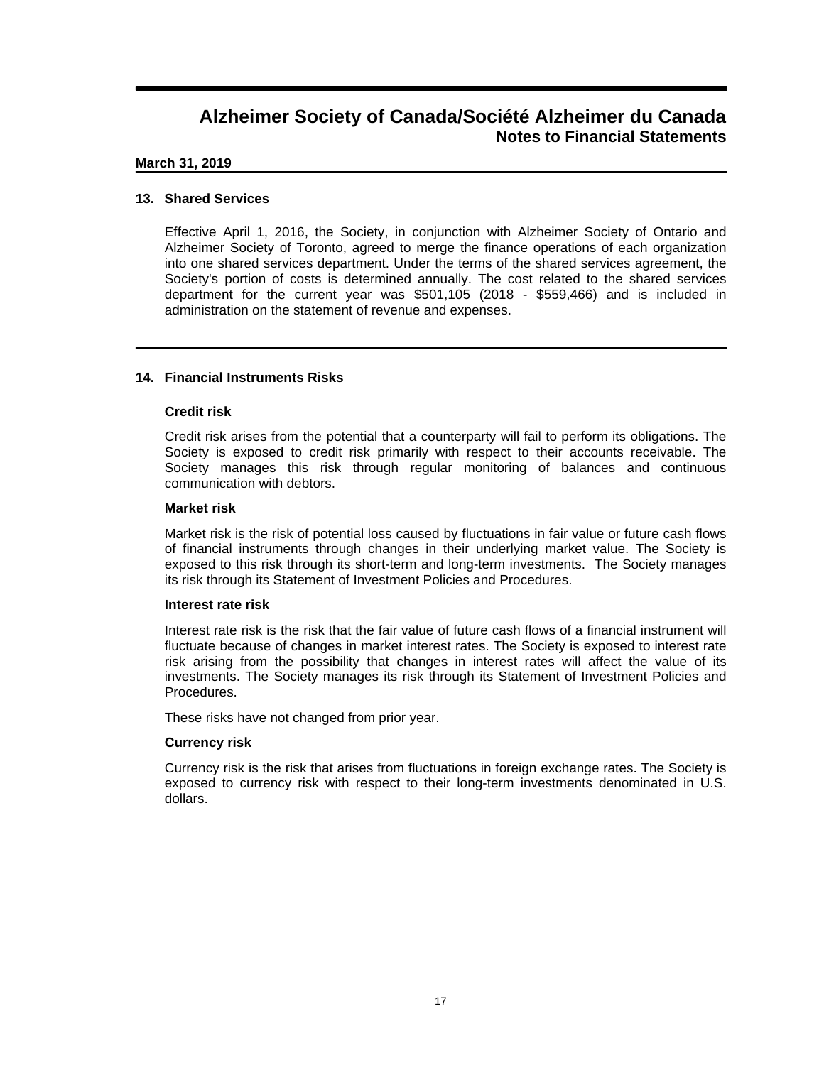# Alzheimer Society of Canada/Société Alzheimer du Canada
## Notes to Financial Statements

**March 31, 2019**

### 13. Shared Services

Effective April 1, 2016, the Society, in conjunction with Alzheimer Society of Ontario and Alzheimer Society of Toronto, agreed to merge the finance operations of each organization into one shared services department. Under the terms of the shared services agreement, the Society's portion of costs is determined annually. The cost related to the shared services department for the current year was $501,105 (2018 - $559,466) and is included in administration on the statement of revenue and expenses.

### 14. Financial Instruments Risks

**Credit risk**

Credit risk arises from the potential that a counterparty will fail to perform its obligations. The Society is exposed to credit risk primarily with respect to their accounts receivable. The Society manages this risk through regular monitoring of balances and continuous communication with debtors.

**Market risk**

Market risk is the risk of potential loss caused by fluctuations in fair value or future cash flows of financial instruments through changes in their underlying market value. The Society is exposed to this risk through its short-term and long-term investments. The Society manages its risk through its Statement of Investment Policies and Procedures.

**Interest rate risk**

Interest rate risk is the risk that the fair value of future cash flows of a financial instrument will fluctuate because of changes in market interest rates. The Society is exposed to interest rate risk arising from the possibility that changes in interest rates will affect the value of its investments. The Society manages its risk through its Statement of Investment Policies and Procedures.

These risks have not changed from prior year.

**Currency risk**

Currency risk is the risk that arises from fluctuations in foreign exchange rates. The Society is exposed to currency risk with respect to their long-term investments denominated in U.S. dollars.